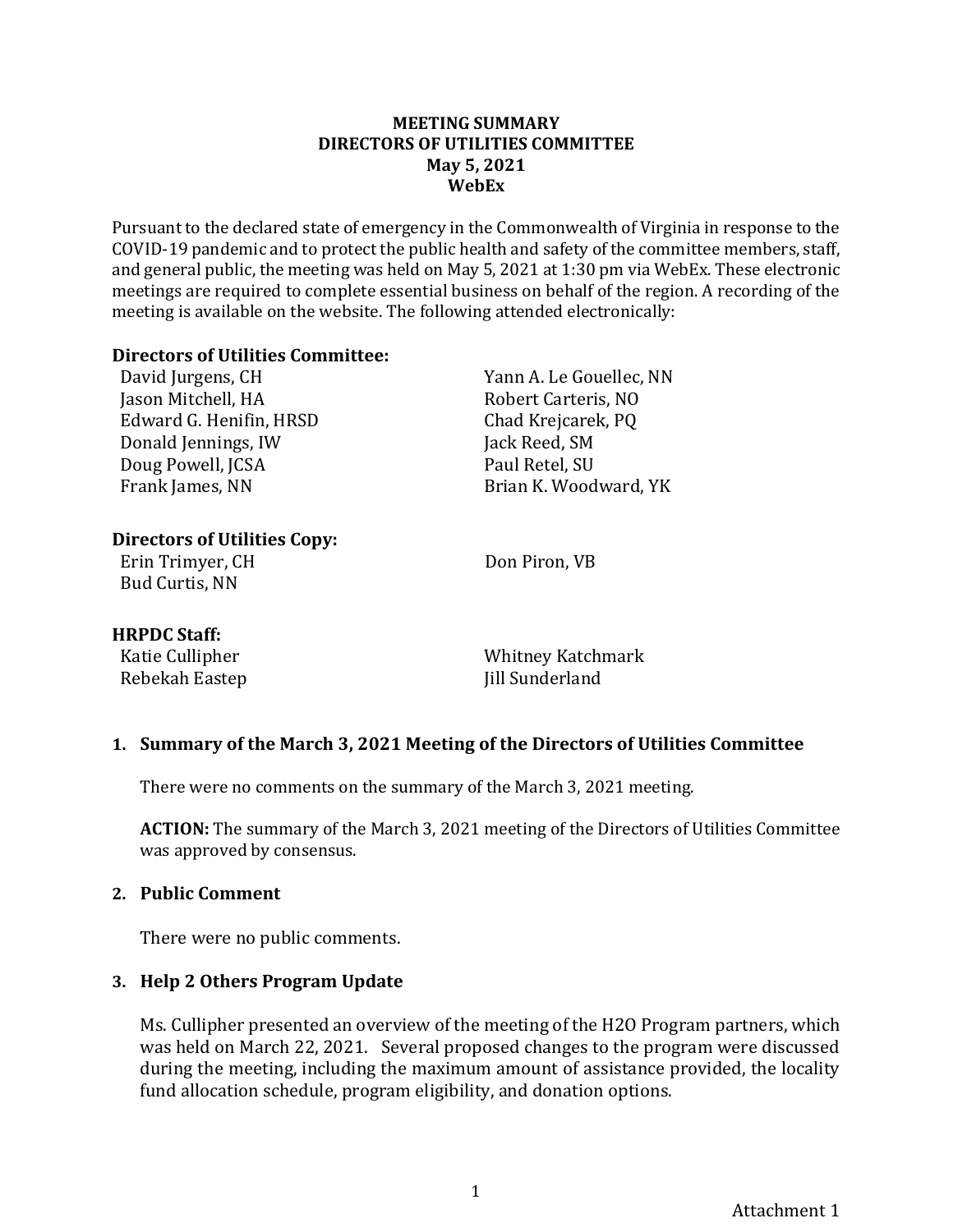**MEETING SUMMARY**
**DIRECTORS OF UTILITIES COMMITTEE**
**May 5, 2021**
**WebEx**

Pursuant to the declared state of emergency in the Commonwealth of Virginia in response to the COVID-19 pandemic and to protect the public health and safety of the committee members, staff, and general public, the meeting was held on May 5, 2021 at 1:30 pm via WebEx. These electronic meetings are required to complete essential business on behalf of the region. A recording of the meeting is available on the website. The following attended electronically:

**Directors of Utilities Committee:**

David Jurgens, CH
Jason Mitchell, HA
Edward G. Henifin, HRSD
Donald Jennings, IW
Doug Powell, JCSA
Frank James, NN
Yann A. Le Gouellec, NN
Robert Carteris, NO
Chad Krejcarek, PQ
Jack Reed, SM
Paul Retel, SU
Brian K. Woodward, YK

**Directors of Utilities Copy:**

Erin Trimyer, CH
Bud Curtis, NN
Don Piron, VB

**HRPDC Staff:**

Katie Cullipher
Rebekah Eastep
Whitney Katchmark
Jill Sunderland

## 1. Summary of the March 3, 2021 Meeting of the Directors of Utilities Committee

There were no comments on the summary of the March 3, 2021 meeting.

**ACTION:** The summary of the March 3, 2021 meeting of the Directors of Utilities Committee was approved by consensus.

## 2. Public Comment

There were no public comments.

## 3. Help 2 Others Program Update

Ms. Cullipher presented an overview of the meeting of the H2O Program partners, which was held on March 22, 2021. Several proposed changes to the program were discussed during the meeting, including the maximum amount of assistance provided, the locality fund allocation schedule, program eligibility, and donation options.

Attachment 1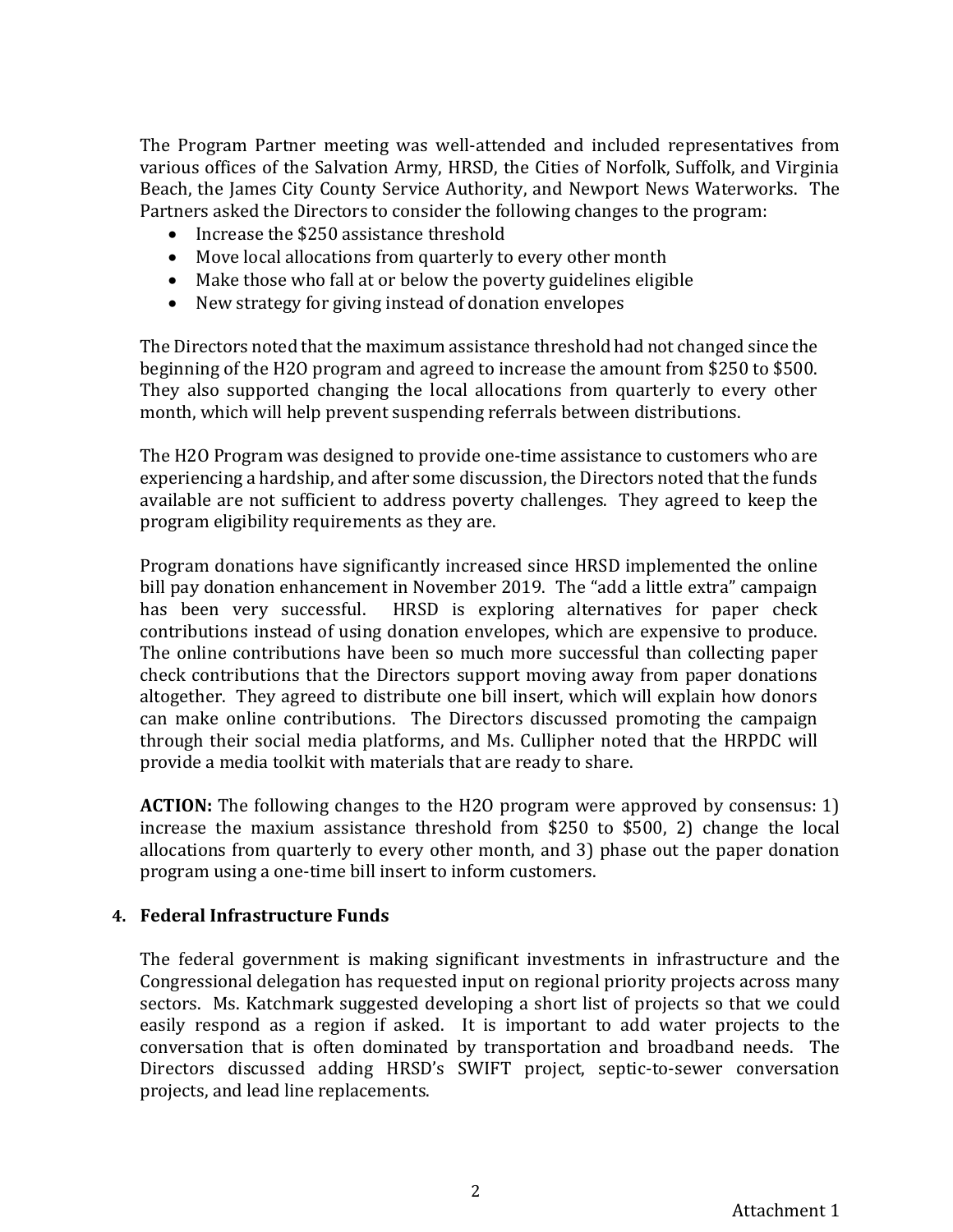The Program Partner meeting was well-attended and included representatives from various offices of the Salvation Army, HRSD, the Cities of Norfolk, Suffolk, and Virginia Beach, the James City County Service Authority, and Newport News Waterworks. The Partners asked the Directors to consider the following changes to the program:

- Increase the $250 assistance threshold
- Move local allocations from quarterly to every other month
- Make those who fall at or below the poverty guidelines eligible
- New strategy for giving instead of donation envelopes

The Directors noted that the maximum assistance threshold had not changed since the beginning of the H2O program and agreed to increase the amount from $250 to $500. They also supported changing the local allocations from quarterly to every other month, which will help prevent suspending referrals between distributions.

The H2O Program was designed to provide one-time assistance to customers who are experiencing a hardship, and after some discussion, the Directors noted that the funds available are not sufficient to address poverty challenges. They agreed to keep the program eligibility requirements as they are.

Program donations have significantly increased since HRSD implemented the online bill pay donation enhancement in November 2019. The "add a little extra" campaign has been very successful. HRSD is exploring alternatives for paper check contributions instead of using donation envelopes, which are expensive to produce. The online contributions have been so much more successful than collecting paper check contributions that the Directors support moving away from paper donations altogether. They agreed to distribute one bill insert, which will explain how donors can make online contributions. The Directors discussed promoting the campaign through their social media platforms, and Ms. Cullipher noted that the HRPDC will provide a media toolkit with materials that are ready to share.

**ACTION:** The following changes to the H2O program were approved by consensus: 1) increase the maxium assistance threshold from $250 to $500, 2) change the local allocations from quarterly to every other month, and 3) phase out the paper donation program using a one-time bill insert to inform customers.

### 4. Federal Infrastructure Funds

The federal government is making significant investments in infrastructure and the Congressional delegation has requested input on regional priority projects across many sectors. Ms. Katchmark suggested developing a short list of projects so that we could easily respond as a region if asked. It is important to add water projects to the conversation that is often dominated by transportation and broadband needs. The Directors discussed adding HRSD's SWIFT project, septic-to-sewer conversation projects, and lead line replacements.

Attachment 1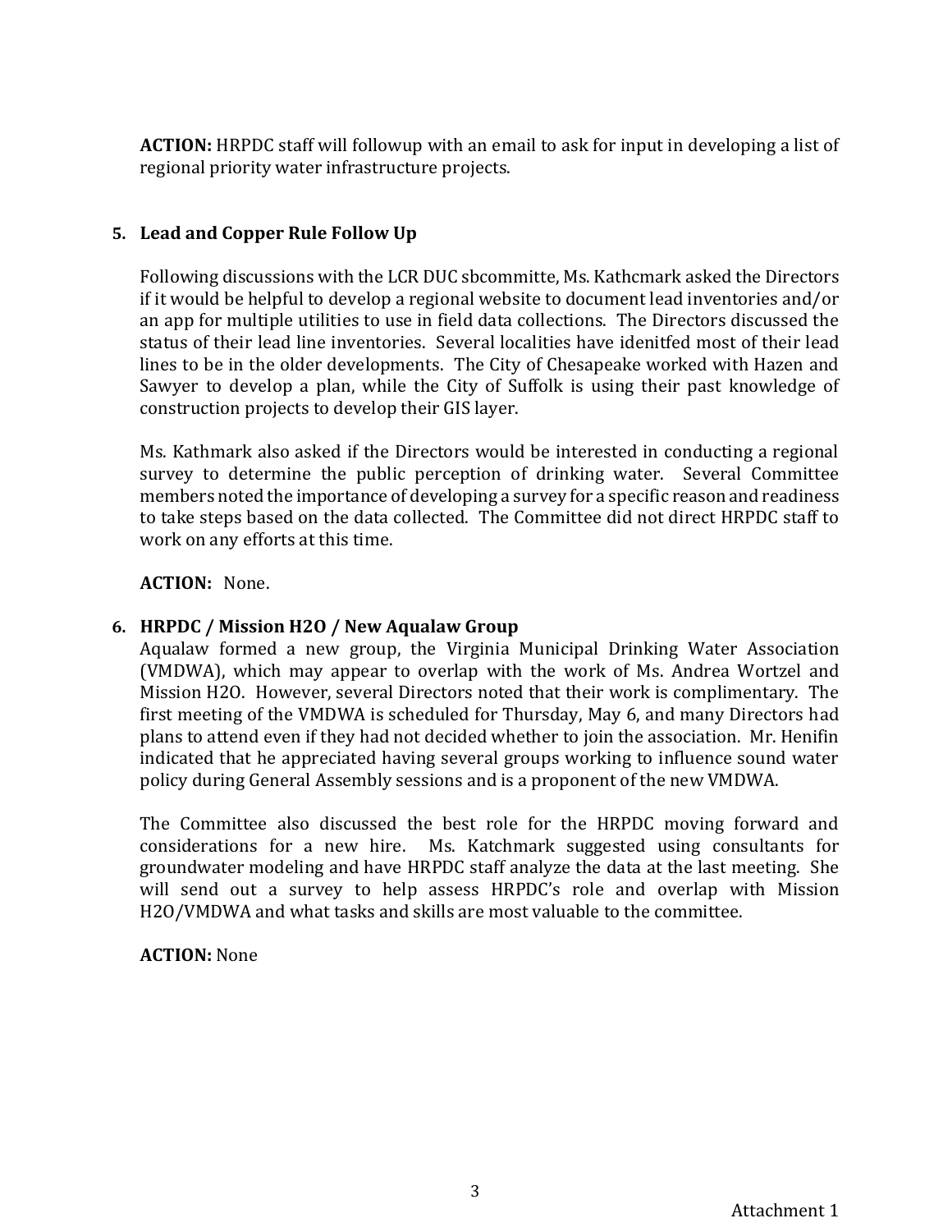**ACTION:** HRPDC staff will followup with an email to ask for input in developing a list of regional priority water infrastructure projects.

5. **Lead and Copper Rule Follow Up**

   Following discussions with the LCR DUC sbcommitte, Ms. Kathcmark asked the Directors if it would be helpful to develop a regional website to document lead inventories and/or an app for multiple utilities to use in field data collections. The Directors discussed the status of their lead line inventories. Several localities have idenitfed most of their lead lines to be in the older developments. The City of Chesapeake worked with Hazen and Sawyer to develop a plan, while the City of Suffolk is using their past knowledge of construction projects to develop their GIS layer.

   Ms. Kathmark also asked if the Directors would be interested in conducting a regional survey to determine the public perception of drinking water. Several Committee members noted the importance of developing a survey for a specific reason and readiness to take steps based on the data collected. The Committee did not direct HRPDC staff to work on any efforts at this time.

   **ACTION:** None.

6. **HRPDC / Mission H2O / New Aqualaw Group**

   Aqualaw formed a new group, the Virginia Municipal Drinking Water Association (VMDWA), which may appear to overlap with the work of Ms. Andrea Wortzel and Mission H2O. However, several Directors noted that their work is complimentary. The first meeting of the VMDWA is scheduled for Thursday, May 6, and many Directors had plans to attend even if they had not decided whether to join the association. Mr. Henifin indicated that he appreciated having several groups working to influence sound water policy during General Assembly sessions and is a proponent of the new VMDWA.

   The Committee also discussed the best role for the HRPDC moving forward and considerations for a new hire. Ms. Katchmark suggested using consultants for groundwater modeling and have HRPDC staff analyze the data at the last meeting. She will send out a survey to help assess HRPDC's role and overlap with Mission H2O/VMDWA and what tasks and skills are most valuable to the committee.

   **ACTION:** None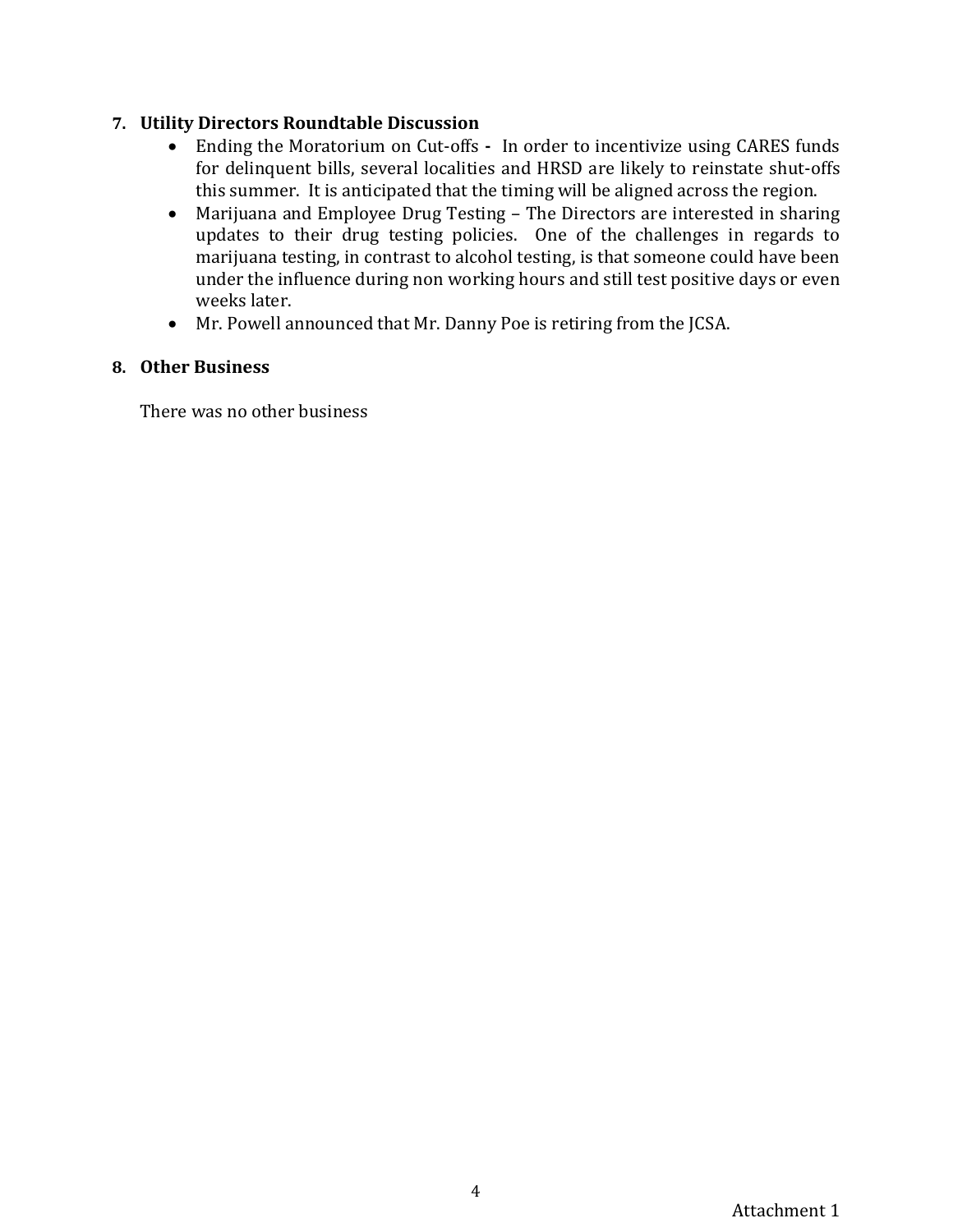**7. Utility Directors Roundtable Discussion**

- Ending the Moratorium on Cut-offs - In order to incentivize using CARES funds for delinquent bills, several localities and HRSD are likely to reinstate shut-offs this summer. It is anticipated that the timing will be aligned across the region.
- Marijuana and Employee Drug Testing – The Directors are interested in sharing updates to their drug testing policies. One of the challenges in regards to marijuana testing, in contrast to alcohol testing, is that someone could have been under the influence during non working hours and still test positive days or even weeks later.
- Mr. Powell announced that Mr. Danny Poe is retiring from the JCSA.

**8. Other Business**

There was no other business

Attachment 1